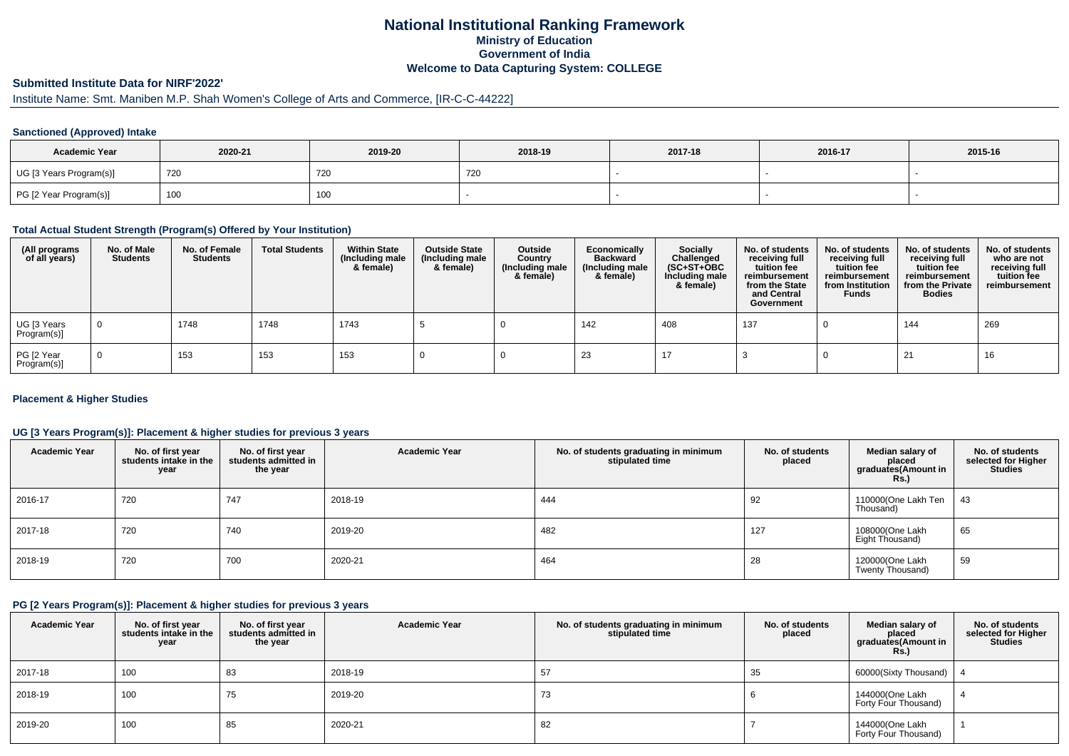# National Institutional Ranking Framework

## Ministry of Education

## Government of India

## Welcome to Data Capturing System: COLLEGE

### Submitted Institute Data for NIRF'2022'

Institute Name: Smt. Maniben M.P. Shah Women's College of Arts and Commerce, [IR-C-C-44222]

#### Sanctioned (Approved) Intake

| Academic Year | 2020-21 | 2019-20 | 2018-19 | 2017-18 | 2016-17 | 2015-16 |
|---|---|---|---|---|---|---|
| UG [3 Years Program(s)] | 720 | 720 | 720 | - | - | - |
| PG [2 Year Program(s)] | 100 | 100 | - | - | - | - |

#### Total Actual Student Strength (Program(s) Offered by Your Institution)

| (All programs of all years) | No. of Male Students | No. of Female Students | Total Students | Within State (Including male & female) | Outside State (Including male & female) | Outside Country (Including male & female) | Economically Backward (Including male & female) | Socially Challenged (SC+ST+OBC Including male & female) | No. of students receiving full tuition fee reimbursement from the State and Central Government | No. of students receiving full tuition fee reimbursement from Institution Funds | No. of students receiving full tuition fee reimbursement from the Private Bodies | No. of students who are not receiving full tuition fee reimbursement |
|---|---|---|---|---|---|---|---|---|---|---|---|---|
| UG [3 Years Program(s)] | 0 | 1748 | 1748 | 1743 | 5 | 0 | 142 | 408 | 137 | 0 | 144 | 269 |
| PG [2 Year Program(s)] | 0 | 153 | 153 | 153 | 0 | 0 | 23 | 17 | 3 | 0 | 21 | 16 |

#### Placement & Higher Studies

#### UG [3 Years Program(s)]: Placement & higher studies for previous 3 years

| Academic Year | No. of first year students intake in the year | No. of first year students admitted in the year | Academic Year | No. of students graduating in minimum stipulated time | No. of students placed | Median salary of placed graduates(Amount in Rs.) | No. of students selected for Higher Studies |
|---|---|---|---|---|---|---|---|
| 2016-17 | 720 | 747 | 2018-19 | 444 | 92 | 110000(One Lakh Ten Thousand) | 43 |
| 2017-18 | 720 | 740 | 2019-20 | 482 | 127 | 108000(One Lakh Eight Thousand) | 65 |
| 2018-19 | 720 | 700 | 2020-21 | 464 | 28 | 120000(One Lakh Twenty Thousand) | 59 |

#### PG [2 Years Program(s)]: Placement & higher studies for previous 3 years

| Academic Year | No. of first year students intake in the year | No. of first year students admitted in the year | Academic Year | No. of students graduating in minimum stipulated time | No. of students placed | Median salary of placed graduates(Amount in Rs.) | No. of students selected for Higher Studies |
|---|---|---|---|---|---|---|---|
| 2017-18 | 100 | 83 | 2018-19 | 57 | 35 | 60000(Sixty Thousand) | 4 |
| 2018-19 | 100 | 75 | 2019-20 | 73 | 6 | 144000(One Lakh Forty Four Thousand) | 4 |
| 2019-20 | 100 | 85 | 2020-21 | 82 | 7 | 144000(One Lakh Forty Four Thousand) | 1 |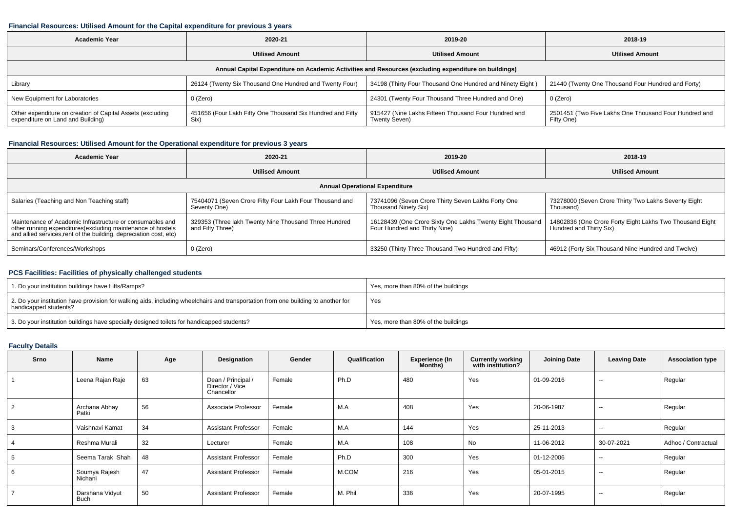### Financial Resources: Utilised Amount for the Capital expenditure for previous 3 years

| Academic Year | 2020-21 | 2019-20 | 2018-19 |
|---|---|---|---|
| | Utilised Amount | Utilised Amount | Utilised Amount |
| Annual Capital Expenditure on Academic Activities and Resources (excluding expenditure on buildings) | | | |
| Library | 26124 (Twenty Six Thousand One Hundred and Twenty Four) | 34198 (Thirty Four Thousand One Hundred and Ninety Eight ) | 21440 (Twenty One Thousand Four Hundred and Forty) |
| New Equipment for Laboratories | 0 (Zero) | 24301 (Twenty Four Thousand Three Hundred and One) | 0 (Zero) |
| Other expenditure on creation of Capital Assets (excluding expenditure on Land and Building) | 451656 (Four Lakh Fifty One Thousand Six Hundred and Fifty Six) | 915427 (Nine Lakhs Fifteen Thousand Four Hundred and Twenty Seven) | 2501451 (Two Five Lakhs One Thousand Four Hundred and Fifty One) |

### Financial Resources: Utilised Amount for the Operational expenditure for previous 3 years

| Academic Year | 2020-21 | 2019-20 | 2018-19 |
|---|---|---|---|
| | Utilised Amount | Utilised Amount | Utilised Amount |
| Annual Operational Expenditure | | | |
| Salaries (Teaching and Non Teaching staff) | 75404071 (Seven Crore Fifty Four Lakh Four Thousand and Seventy One) | 73741096 (Seven Crore Thirty Seven Lakhs Forty One Thousand Ninety Six) | 73278000 (Seven Crore Thirty Two Lakhs Seventy Eight Thousand) |
| Maintenance of Academic Infrastructure or consumables and other running expenditures(excluding maintenance of hostels and allied services,rent of the building, depreciation cost, etc) | 329353 (Three lakh Twenty Nine Thousand Three Hundred and Fifty Three) | 16128439 (One Crore Sixty One Lakhs Twenty Eight Thousand Four Hundred and Thirty Nine) | 14802836 (One Crore Forty Eight Lakhs Two Thousand Eight Hundred and Thirty Six) |
| Seminars/Conferences/Workshops | 0 (Zero) | 33250 (Thirty Three Thousand Two Hundred and Fifty) | 46912 (Forty Six Thousand Nine Hundred and Twelve) |

### PCS Facilities: Facilities of physically challenged students

| | |
|---|---|
| 1. Do your institution buildings have Lifts/Ramps? | Yes, more than 80% of the buildings |
| 2. Do your institution have provision for walking aids, including wheelchairs and transportation from one building to another for handicapped students? | Yes |
| 3. Do your institution buildings have specially designed toilets for handicapped students? | Yes, more than 80% of the buildings |

### Faculty Details

| Srno | Name | Age | Designation | Gender | Qualification | Experience (In Months) | Currently working with institution? | Joining Date | Leaving Date | Association type |
|---|---|---|---|---|---|---|---|---|---|---|
| 1 | Leena Rajan Raje | 63 | Dean / Principal / Director / Vice Chancellor | Female | Ph.D | 480 | Yes | 01-09-2016 | -- | Regular |
| 2 | Archana Abhay Patki | 56 | Associate Professor | Female | M.A | 408 | Yes | 20-06-1987 | -- | Regular |
| 3 | Vaishnavi Kamat | 34 | Assistant Professor | Female | M.A | 144 | Yes | 25-11-2013 | -- | Regular |
| 4 | Reshma Murali | 32 | Lecturer | Female | M.A | 108 | No | 11-06-2012 | 30-07-2021 | Adhoc / Contractual |
| 5 | Seema Tarak Shah | 48 | Assistant Professor | Female | Ph.D | 300 | Yes | 01-12-2006 | -- | Regular |
| 6 | Soumya Rajesh Nichani | 47 | Assistant Professor | Female | M.COM | 216 | Yes | 05-01-2015 | -- | Regular |
| 7 | Darshana Vidyut Buch | 50 | Assistant Professor | Female | M. Phil | 336 | Yes | 20-07-1995 | -- | Regular |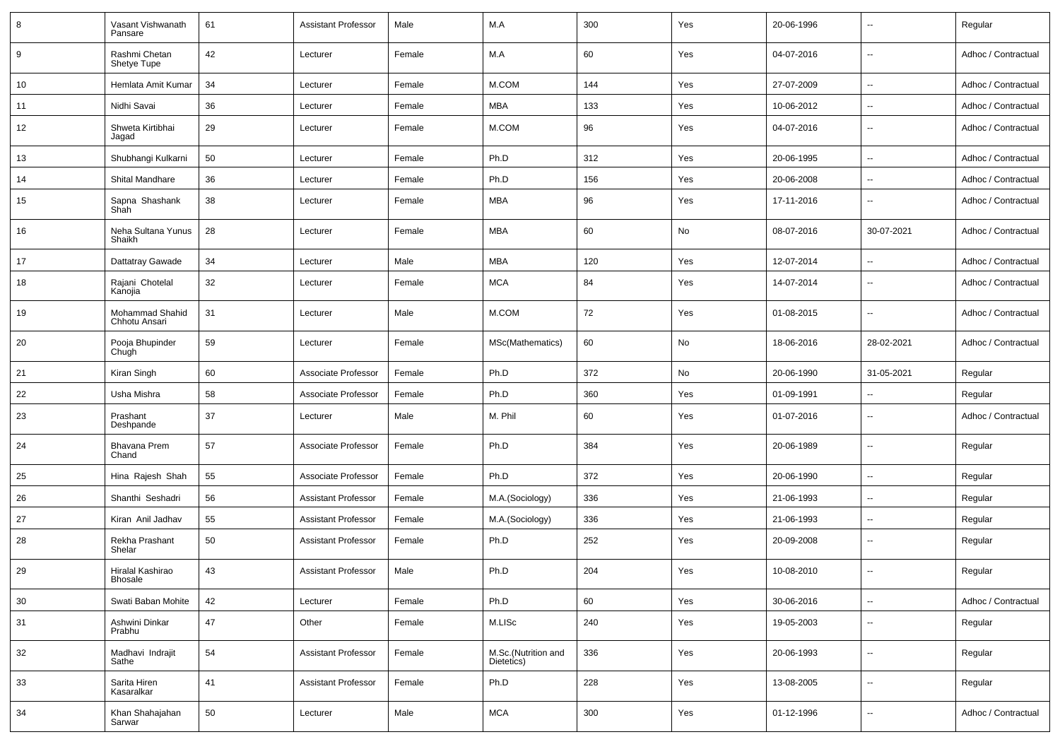| 8 | Vasant Vishwanath Pansare | 61 | Assistant Professor | Male | M.A | 300 | Yes | 20-06-1996 | -- | Regular |
|---|---|---|---|---|---|---|---|---|---|---|
| 9 | Rashmi Chetan Shetye Tupe | 42 | Lecturer | Female | M.A | 60 | Yes | 04-07-2016 | -- | Adhoc / Contractual |
| 10 | Hemlata Amit Kumar | 34 | Lecturer | Female | M.COM | 144 | Yes | 27-07-2009 | -- | Adhoc / Contractual |
| 11 | Nidhi Savai | 36 | Lecturer | Female | MBA | 133 | Yes | 10-06-2012 | -- | Adhoc / Contractual |
| 12 | Shweta Kirtibhai Jagad | 29 | Lecturer | Female | M.COM | 96 | Yes | 04-07-2016 | -- | Adhoc / Contractual |
| 13 | Shubhangi Kulkarni | 50 | Lecturer | Female | Ph.D | 312 | Yes | 20-06-1995 | -- | Adhoc / Contractual |
| 14 | Shital Mandhare | 36 | Lecturer | Female | Ph.D | 156 | Yes | 20-06-2008 | -- | Adhoc / Contractual |
| 15 | Sapna Shashank Shah | 38 | Lecturer | Female | MBA | 96 | Yes | 17-11-2016 | -- | Adhoc / Contractual |
| 16 | Neha Sultana Yunus Shaikh | 28 | Lecturer | Female | MBA | 60 | No | 08-07-2016 | 30-07-2021 | Adhoc / Contractual |
| 17 | Dattatray Gawade | 34 | Lecturer | Male | MBA | 120 | Yes | 12-07-2014 | -- | Adhoc / Contractual |
| 18 | Rajani Chotelal Kanojia | 32 | Lecturer | Female | MCA | 84 | Yes | 14-07-2014 | -- | Adhoc / Contractual |
| 19 | Mohammad Shahid Chhotu Ansari | 31 | Lecturer | Male | M.COM | 72 | Yes | 01-08-2015 | -- | Adhoc / Contractual |
| 20 | Pooja Bhupinder Chugh | 59 | Lecturer | Female | MSc(Mathematics) | 60 | No | 18-06-2016 | 28-02-2021 | Adhoc / Contractual |
| 21 | Kiran Singh | 60 | Associate Professor | Female | Ph.D | 372 | No | 20-06-1990 | 31-05-2021 | Regular |
| 22 | Usha Mishra | 58 | Associate Professor | Female | Ph.D | 360 | Yes | 01-09-1991 | -- | Regular |
| 23 | Prashant Deshpande | 37 | Lecturer | Male | M. Phil | 60 | Yes | 01-07-2016 | -- | Adhoc / Contractual |
| 24 | Bhavana Prem Chand | 57 | Associate Professor | Female | Ph.D | 384 | Yes | 20-06-1989 | -- | Regular |
| 25 | Hina Rajesh Shah | 55 | Associate Professor | Female | Ph.D | 372 | Yes | 20-06-1990 | -- | Regular |
| 26 | Shanthi Seshadri | 56 | Assistant Professor | Female | M.A.(Sociology) | 336 | Yes | 21-06-1993 | -- | Regular |
| 27 | Kiran Anil Jadhav | 55 | Assistant Professor | Female | M.A.(Sociology) | 336 | Yes | 21-06-1993 | -- | Regular |
| 28 | Rekha Prashant Shelar | 50 | Assistant Professor | Female | Ph.D | 252 | Yes | 20-09-2008 | -- | Regular |
| 29 | Hiralal Kashirao Bhosale | 43 | Assistant Professor | Male | Ph.D | 204 | Yes | 10-08-2010 | -- | Regular |
| 30 | Swati Baban Mohite | 42 | Lecturer | Female | Ph.D | 60 | Yes | 30-06-2016 | -- | Adhoc / Contractual |
| 31 | Ashwini Dinkar Prabhu | 47 | Other | Female | M.LISc | 240 | Yes | 19-05-2003 | -- | Regular |
| 32 | Madhavi Indrajit Sathe | 54 | Assistant Professor | Female | M.Sc.(Nutrition and Dietetics) | 336 | Yes | 20-06-1993 | -- | Regular |
| 33 | Sarita Hiren Kasaralkar | 41 | Assistant Professor | Female | Ph.D | 228 | Yes | 13-08-2005 | -- | Regular |
| 34 | Khan Shahajahan Sarwar | 50 | Lecturer | Male | MCA | 300 | Yes | 01-12-1996 | -- | Adhoc / Contractual |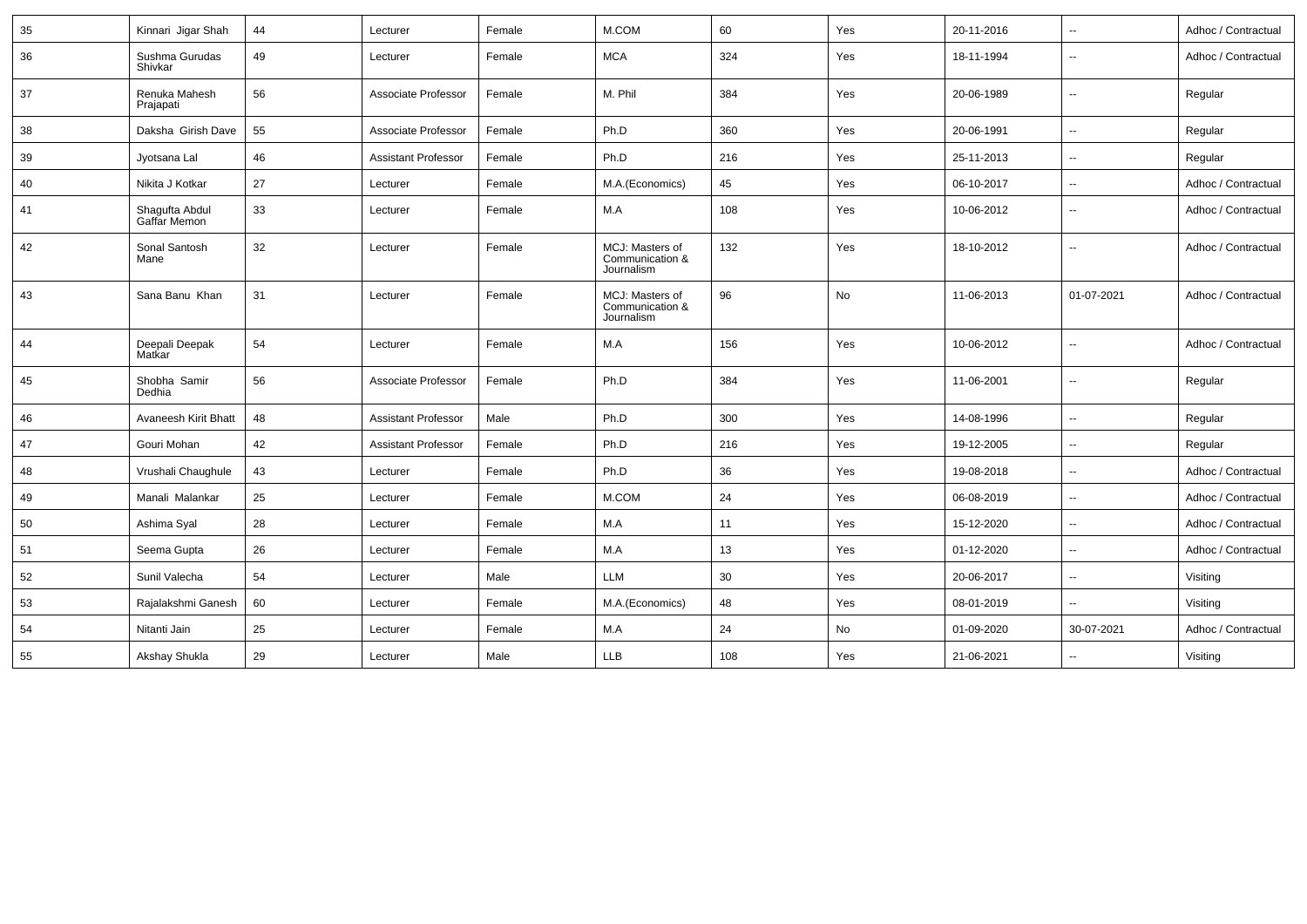| | | | | | | | | | | |
|---|---|---|---|---|---|---|---|---|---|---|
| 35 | Kinnari Jigar Shah | 44 | Lecturer | Female | M.COM | 60 | Yes | 20-11-2016 | -- | Adhoc / Contractual |
| 36 | Sushma Gurudas Shivkar | 49 | Lecturer | Female | MCA | 324 | Yes | 18-11-1994 | -- | Adhoc / Contractual |
| 37 | Renuka Mahesh Prajapati | 56 | Associate Professor | Female | M. Phil | 384 | Yes | 20-06-1989 | -- | Regular |
| 38 | Daksha Girish Dave | 55 | Associate Professor | Female | Ph.D | 360 | Yes | 20-06-1991 | -- | Regular |
| 39 | Jyotsana Lal | 46 | Assistant Professor | Female | Ph.D | 216 | Yes | 25-11-2013 | -- | Regular |
| 40 | Nikita J Kotkar | 27 | Lecturer | Female | M.A.(Economics) | 45 | Yes | 06-10-2017 | -- | Adhoc / Contractual |
| 41 | Shagufta Abdul Gaffar Memon | 33 | Lecturer | Female | M.A | 108 | Yes | 10-06-2012 | -- | Adhoc / Contractual |
| 42 | Sonal Santosh Mane | 32 | Lecturer | Female | MCJ: Masters of Communication & Journalism | 132 | Yes | 18-10-2012 | -- | Adhoc / Contractual |
| 43 | Sana Banu Khan | 31 | Lecturer | Female | MCJ: Masters of Communication & Journalism | 96 | No | 11-06-2013 | 01-07-2021 | Adhoc / Contractual |
| 44 | Deepali Deepak Matkar | 54 | Lecturer | Female | M.A | 156 | Yes | 10-06-2012 | -- | Adhoc / Contractual |
| 45 | Shobha Samir Dedhia | 56 | Associate Professor | Female | Ph.D | 384 | Yes | 11-06-2001 | -- | Regular |
| 46 | Avaneesh Kirit Bhatt | 48 | Assistant Professor | Male | Ph.D | 300 | Yes | 14-08-1996 | -- | Regular |
| 47 | Gouri Mohan | 42 | Assistant Professor | Female | Ph.D | 216 | Yes | 19-12-2005 | -- | Regular |
| 48 | Vrushali Chaughule | 43 | Lecturer | Female | Ph.D | 36 | Yes | 19-08-2018 | -- | Adhoc / Contractual |
| 49 | Manali Malankar | 25 | Lecturer | Female | M.COM | 24 | Yes | 06-08-2019 | -- | Adhoc / Contractual |
| 50 | Ashima Syal | 28 | Lecturer | Female | M.A | 11 | Yes | 15-12-2020 | -- | Adhoc / Contractual |
| 51 | Seema Gupta | 26 | Lecturer | Female | M.A | 13 | Yes | 01-12-2020 | -- | Adhoc / Contractual |
| 52 | Sunil Valecha | 54 | Lecturer | Male | LLM | 30 | Yes | 20-06-2017 | -- | Visiting |
| 53 | Rajalakshmi Ganesh | 60 | Lecturer | Female | M.A.(Economics) | 48 | Yes | 08-01-2019 | -- | Visiting |
| 54 | Nitanti Jain | 25 | Lecturer | Female | M.A | 24 | No | 01-09-2020 | 30-07-2021 | Adhoc / Contractual |
| 55 | Akshay Shukla | 29 | Lecturer | Male | LLB | 108 | Yes | 21-06-2021 | -- | Visiting |